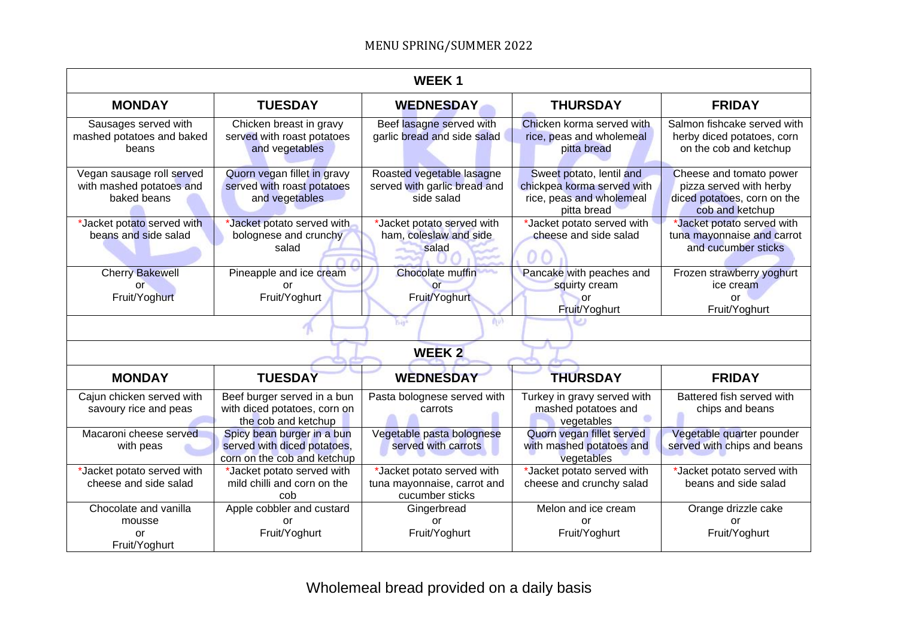# MENU SPRING/SUMMER 2022

## WEEK 1

| MONDAY | TUESDAY | WEDNESDAY | THURSDAY | FRIDAY |
|---|---|---|---|---|
| Sausages served with mashed potatoes and baked beans | Chicken breast in gravy served with roast potatoes and vegetables | Beef lasagne served with garlic bread and side salad | Chicken korma served with rice, peas and wholemeal pitta bread | Salmon fishcake served with herby diced potatoes, corn on the cob and ketchup |
| Vegan sausage roll served with mashed potatoes and baked beans | Quorn vegan fillet in gravy served with roast potatoes and vegetables | Roasted vegetable lasagne served with garlic bread and side salad | Sweet potato, lentil and chickpea korma served with rice, peas and wholemeal pitta bread | Cheese and tomato power pizza served with herby diced potatoes, corn on the cob and ketchup |
| *Jacket potato served with beans and side salad | *Jacket potato served with bolognese and crunchy salad | *Jacket potato served with ham, coleslaw and side salad | *Jacket potato served with cheese and side salad | *Jacket potato served with tuna mayonnaise and carrot and cucumber sticks |
| Cherry Bakewell or Fruit/Yoghurt | Pineapple and ice cream or Fruit/Yoghurt | Chocolate muffin or Fruit/Yoghurt | Pancake with peaches and squirty cream or Fruit/Yoghurt | Frozen strawberry yoghurt ice cream or Fruit/Yoghurt |

## WEEK 2

| MONDAY | TUESDAY | WEDNESDAY | THURSDAY | FRIDAY |
|---|---|---|---|---|
| Cajun chicken served with savoury rice and peas | Beef burger served in a bun with diced potatoes, corn on the cob and ketchup | Pasta bolognese served with carrots | Turkey in gravy served with mashed potatoes and vegetables | Battered fish served with chips and beans |
| Macaroni cheese served with peas | Spicy bean burger in a bun served with diced potatoes, corn on the cob and ketchup | Vegetable pasta bolognese served with carrots | Quorn vegan fillet served with mashed potatoes and vegetables | Vegetable quarter pounder served with chips and beans |
| *Jacket potato served with cheese and side salad | *Jacket potato served with mild chilli and corn on the cob | *Jacket potato served with tuna mayonnaise, carrot and cucumber sticks | *Jacket potato served with cheese and crunchy salad | *Jacket potato served with beans and side salad |
| Chocolate and vanilla mousse or Fruit/Yoghurt | Apple cobbler and custard or Fruit/Yoghurt | Gingerbread or Fruit/Yoghurt | Melon and ice cream or Fruit/Yoghurt | Orange drizzle cake or Fruit/Yoghurt |

Wholemeal bread provided on a daily basis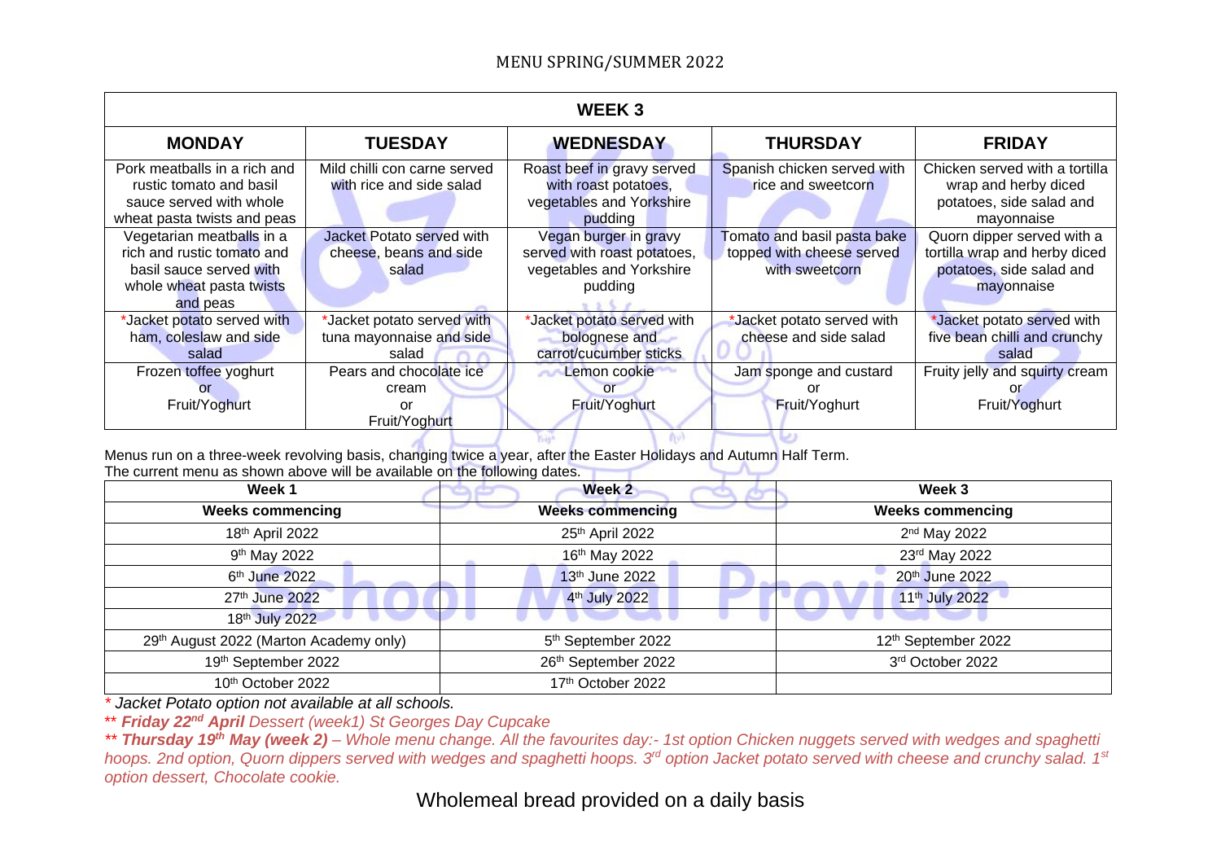MENU SPRING/SUMMER 2022

| WEEK 3 | | | | |
|---|---|---|---|---|
| **MONDAY** | **TUESDAY** | **WEDNESDAY** | **THURSDAY** | **FRIDAY** |
| Pork meatballs in a rich and rustic tomato and basil sauce served with whole wheat pasta twists and peas | Mild chilli con carne served with rice and side salad | Roast beef in gravy served with roast potatoes, vegetables and Yorkshire pudding | Spanish chicken served with rice and sweetcorn | Chicken served with a tortilla wrap and herby diced potatoes, side salad and mayonnaise |
| Vegetarian meatballs in a rich and rustic tomato and basil sauce served with whole wheat pasta twists and peas | Jacket Potato served with cheese, beans and side salad | Vegan burger in gravy served with roast potatoes, vegetables and Yorkshire pudding | Tomato and basil pasta bake topped with cheese served with sweetcorn | Quorn dipper served with a tortilla wrap and herby diced potatoes, side salad and mayonnaise |
| *Jacket potato served with ham, coleslaw and side salad | *Jacket potato served with tuna mayonnaise and side salad | *Jacket potato served with bolognese and carrot/cucumber sticks | *Jacket potato served with cheese and side salad | *Jacket potato served with five bean chilli and crunchy salad |
| Frozen toffee yoghurt or Fruit/Yoghurt | Pears and chocolate ice cream or Fruit/Yoghurt | Lemon cookie or Fruit/Yoghurt | Jam sponge and custard or Fruit/Yoghurt | Fruity jelly and squirty cream or Fruit/Yoghurt |

Menus run on a three-week revolving basis, changing twice a year, after the Easter Holidays and Autumn Half Term.
The current menu as shown above will be available on the following dates.

| Week 1 | Week 2 | Week 3 |
|---|---|---|
| **Weeks commencing** | **Weeks commencing** | **Weeks commencing** |
| 18th April 2022 | 25th April 2022 | 2nd May 2022 |
| 9th May 2022 | 16th May 2022 | 23rd May 2022 |
| 6th June 2022 | 13th June 2022 | 20th June 2022 |
| 27th June 2022 | 4th July 2022 | 11th July 2022 |
| 18th July 2022 | | |
| 29th August 2022 (Marton Academy only) | 5th September 2022 | 12th September 2022 |
| 19th September 2022 | 26th September 2022 | 3rd October 2022 |
| 10th October 2022 | 17th October 2022 | |

*\* Jacket Potato option not available at all schools.*

*\*\* **Friday 22nd April** Dessert (week1) St Georges Day Cupcake*

*\*\* **Thursday 19th May (week 2)** – Whole menu change. All the favourites day:- 1st option Chicken nuggets served with wedges and spaghetti hoops. 2nd option, Quorn dippers served with wedges and spaghetti hoops. 3rd option Jacket potato served with cheese and crunchy salad. 1st option dessert, Chocolate cookie.*

Wholemeal bread provided on a daily basis